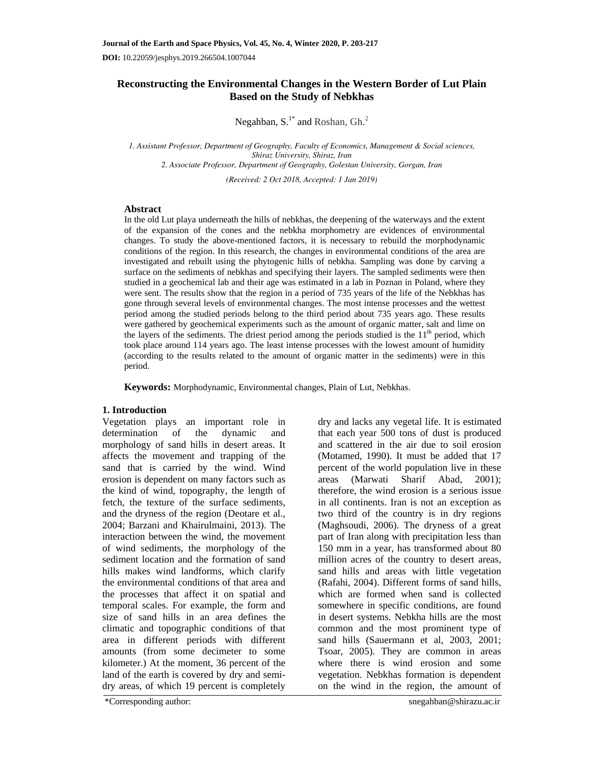# Reconstructing the Environmental Changes in the Western Border of Lut Plain Based on the Study of Nebkhas

Negahban, S.[1*] and Roshan, Gh.[2]

*1. Assistant Professor, Department of Geography, Faculty of Economics, Management & Social sciences, Shiraz University, Shiraz, Iran*
*2. Associate Professor, Department of Geography, Golestan University, Gorgan, Iran*

*(Received: 2 Oct 2018, Accepted: 1 Jan 2019)*

## Abstract

In the old Lut playa underneath the hills of nebkhas, the deepening of the waterways and the extent of the expansion of the cones and the nebkha morphometry are evidences of environmental changes. To study the above-mentioned factors, it is necessary to rebuild the morphodynamic conditions of the region. In this research, the changes in environmental conditions of the area are investigated and rebuilt using the phytogenic hills of nebkha. Sampling was done by carving a surface on the sediments of nebkhas and specifying their layers. The sampled sediments were then studied in a geochemical lab and their age was estimated in a lab in Poznan in Poland, where they were sent. The results show that the region in a period of 735 years of the life of the Nebkhas has gone through several levels of environmental changes. The most intense processes and the wettest period among the studied periods belong to the third period about 735 years ago. These results were gathered by geochemical experiments such as the amount of organic matter, salt and lime on the layers of the sediments. The driest period among the periods studied is the 11[th] period, which took place around 114 years ago. The least intense processes with the lowest amount of humidity (according to the results related to the amount of organic matter in the sediments) were in this period.

**Keywords:** Morphodynamic, Environmental changes, Plain of Lut, Nebkhas.

## 1. Introduction

Vegetation plays an important role in determination of the dynamic and morphology of sand hills in desert areas. It affects the movement and trapping of the sand that is carried by the wind. Wind erosion is dependent on many factors such as the kind of wind, topography, the length of fetch, the texture of the surface sediments, and the dryness of the region (Deotare et al., 2004; Barzani and Khairulmaini, 2013). The interaction between the wind, the movement of wind sediments, the morphology of the sediment location and the formation of sand hills makes wind landforms, which clarify the environmental conditions of that area and the processes that affect it on spatial and temporal scales. For example, the form and size of sand hills in an area defines the climatic and topographic conditions of that area in different periods with different amounts (from some decimeter to some kilometer.) At the moment, 36 percent of the land of the earth is covered by dry and semi-dry areas, of which 19 percent is completely dry and lacks any vegetal life. It is estimated that each year 500 tons of dust is produced and scattered in the air due to soil erosion (Motamed, 1990). It must be added that 17 percent of the world population live in these areas (Marwati Sharif Abad, 2001); therefore, the wind erosion is a serious issue in all continents. Iran is not an exception as two third of the country is in dry regions (Maghsoudi, 2006). The dryness of a great part of Iran along with precipitation less than 150 mm in a year, has transformed about 80 million acres of the country to desert areas, sand hills and areas with little vegetation (Rafahi, 2004). Different forms of sand hills, which are formed when sand is collected somewhere in specific conditions, are found in desert systems. Nebkha hills are the most common and the most prominent type of sand hills (Sauermann et al, 2003, 2001; Tsoar, 2005). They are common in areas where there is wind erosion and some vegetation. Nebkhas formation is dependent on the wind in the region, the amount of

*Corresponding author: snegahban@shirazu.ac.ir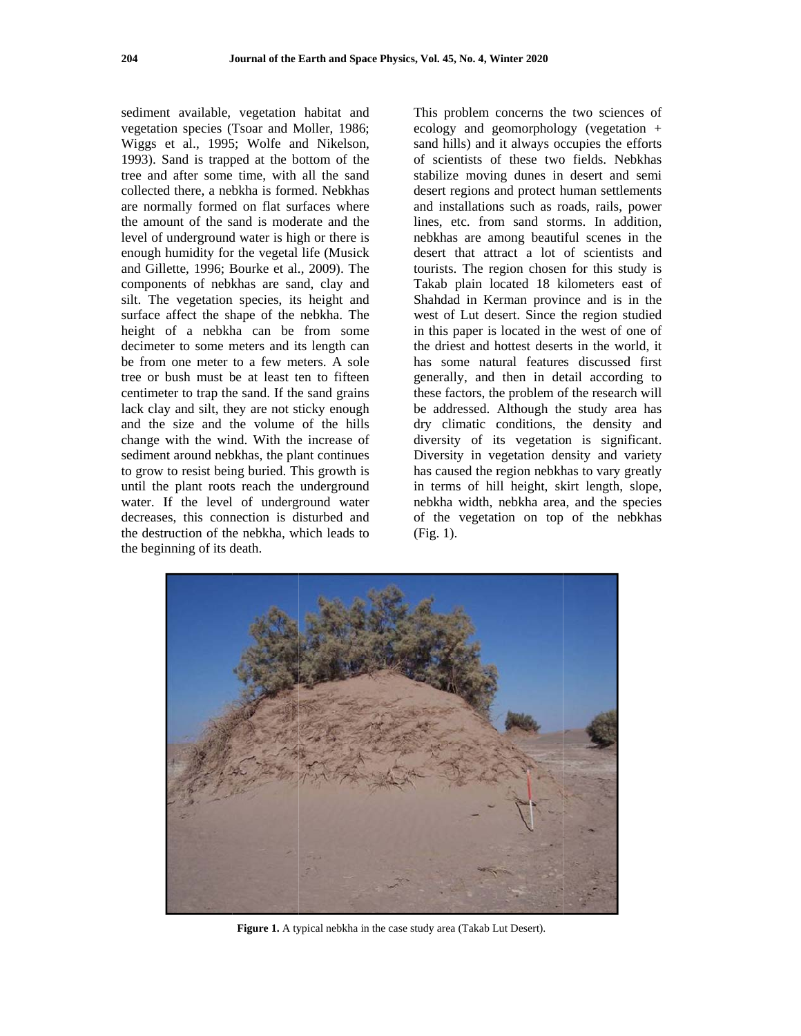sediment available, vegetation habitat and vegetation species (Tsoar and Moller, 1986; Wiggs et al., 1995; Wolfe and Nikelson, 1993). Sand is trapped at the bottom of the tree and after some time, with all the sand collected there, a nebkha is formed. Nebkhas are normally formed on flat surfaces where the amount of the sand is moderate and the level of underground water is high or there is enough humidity for the vegetal life (Musick and Gillette, 1996; Bourke et al., 2009). The components of nebkhas are sand, clay and silt. The vegetation species, its height and surface affect the shape of the nebkha. The height of a nebkha can be from some decimeter to some meters and its length can be from one meter to a few meters. A sole tree or bush must be at least ten to fifteen centimeter to trap the sand. If the sand grains lack clay and silt, they are not sticky enough and the size and the volume of the hills change with the wind. With the increase of sediment around nebkhas, the plant continues to grow to resist being buried. This growth is until the plant roots reach the underground water. If the level of underground water decreases, this connection is disturbed and the destruction of the nebkha, which leads to the beginning of its death.

This problem concerns the two sciences of ecology and geomorphology (vegetation + sand hills) and it always occupies the efforts of scientists of these two fields. Nebkhas stabilize moving dunes in desert and semi desert regions and protect human settlements and installations such as roads, rails, power lines, etc. from sand storms. In addition, nebkhas are among beautiful scenes in the desert that attract a lot of scientists and tourists. The region chosen for this study is Takab plain located 18 kilometers east of Shahdad in Kerman province and is in the west of Lut desert. Since the region studied in this paper is located in the west of one of the driest and hottest deserts in the world, it has some natural features discussed first generally, and then in detail according to these factors, the problem of the research will be addressed. Although the study area has dry climatic conditions, the density and diversity of its vegetation is significant. Diversity in vegetation density and variety has caused the region nebkhas to vary greatly in terms of hill height, skirt length, slope, nebkha width, nebkha area, and the species of the vegetation on top of the nebkhas (Fig. 1).

**Figure 1.** A typical nebkha in the case study area (Takab Lut Desert).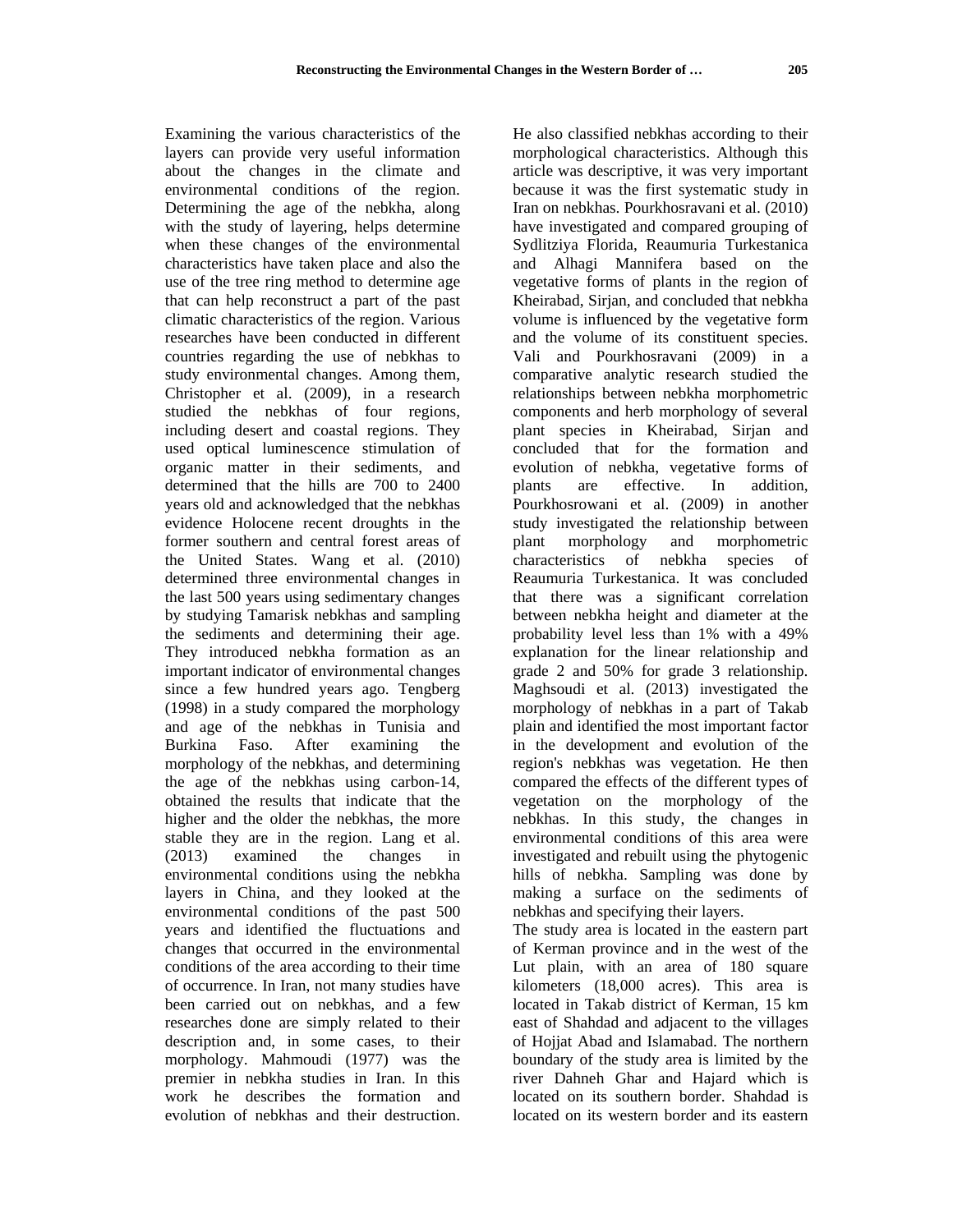Examining the various characteristics of the layers can provide very useful information about the changes in the climate and environmental conditions of the region. Determining the age of the nebkha, along with the study of layering, helps determine when these changes of the environmental characteristics have taken place and also the use of the tree ring method to determine age that can help reconstruct a part of the past climatic characteristics of the region. Various researches have been conducted in different countries regarding the use of nebkhas to study environmental changes. Among them, Christopher et al. (2009), in a research studied the nebkhas of four regions, including desert and coastal regions. They used optical luminescence stimulation of organic matter in their sediments, and determined that the hills are 700 to 2400 years old and acknowledged that the nebkhas evidence Holocene recent droughts in the former southern and central forest areas of the United States. Wang et al. (2010) determined three environmental changes in the last 500 years using sedimentary changes by studying Tamarisk nebkhas and sampling the sediments and determining their age. They introduced nebkha formation as an important indicator of environmental changes since a few hundred years ago. Tengberg (1998) in a study compared the morphology and age of the nebkhas in Tunisia and Burkina Faso. After examining the morphology of the nebkhas, and determining the age of the nebkhas using carbon-14, obtained the results that indicate that the higher and the older the nebkhas, the more stable they are in the region. Lang et al. (2013) examined the changes in environmental conditions using the nebkha layers in China, and they looked at the environmental conditions of the past 500 years and identified the fluctuations and changes that occurred in the environmental conditions of the area according to their time of occurrence. In Iran, not many studies have been carried out on nebkhas, and a few researches done are simply related to their description and, in some cases, to their morphology. Mahmoudi (1977) was the premier in nebkha studies in Iran. In this work he describes the formation and evolution of nebkhas and their destruction. He also classified nebkhas according to their morphological characteristics. Although this article was descriptive, it was very important because it was the first systematic study in Iran on nebkhas. Pourkhosravani et al. (2010) have investigated and compared grouping of Sydlitziya Florida, Reaumuria Turkestanica and Alhagi Mannifera based on the vegetative forms of plants in the region of Kheirabad, Sirjan, and concluded that nebkha volume is influenced by the vegetative form and the volume of its constituent species. Vali and Pourkhosravani (2009) in a comparative analytic research studied the relationships between nebkha morphometric components and herb morphology of several plant species in Kheirabad, Sirjan and concluded that for the formation and evolution of nebkha, vegetative forms of plants are effective. In addition, Pourkhosrowani et al. (2009) in another study investigated the relationship between plant morphology and morphometric characteristics of nebkha species of Reaumuria Turkestanica. It was concluded that there was a significant correlation between nebkha height and diameter at the probability level less than 1% with a 49% explanation for the linear relationship and grade 2 and 50% for grade 3 relationship. Maghsoudi et al. (2013) investigated the morphology of nebkhas in a part of Takab plain and identified the most important factor in the development and evolution of the region's nebkhas was vegetation. He then compared the effects of the different types of vegetation on the morphology of the nebkhas. In this study, the changes in environmental conditions of this area were investigated and rebuilt using the phytogenic hills of nebkha. Sampling was done by making a surface on the sediments of nebkhas and specifying their layers.

The study area is located in the eastern part of Kerman province and in the west of the Lut plain, with an area of 180 square kilometers (18,000 acres). This area is located in Takab district of Kerman, 15 km east of Shahdad and adjacent to the villages of Hojjat Abad and Islamabad. The northern boundary of the study area is limited by the river Dahneh Ghar and Hajard which is located on its southern border. Shahdad is located on its western border and its eastern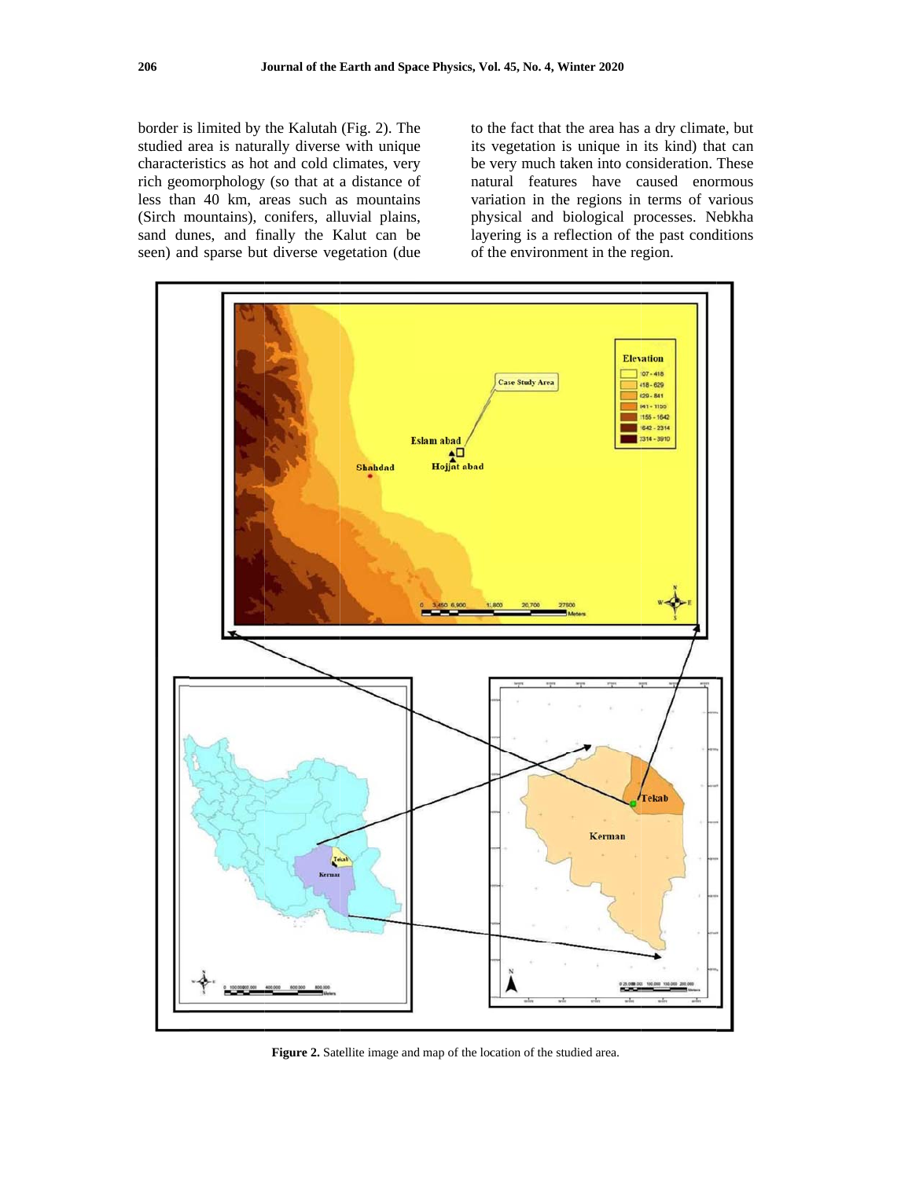border is limited by the Kalutah (Fig. 2). The studied area is naturally diverse with unique characteristics as hot and cold climates, very rich geomorphology (so that at a distance of less than 40 km, areas such as mountains (Sirch mountains), conifers, alluvial plains, sand dunes, and finally the Kalut can be seen) and sparse but diverse vegetation (due to the fact that the area has a dry climate, but its vegetation is unique in its kind) that can be very much taken into consideration. These natural features have caused enormous variation in the regions in terms of various physical and biological processes. Nebkha layering is a reflection of the past conditions of the environment in the region.

**Figure 2.** Satellite image and map of the location of the studied area.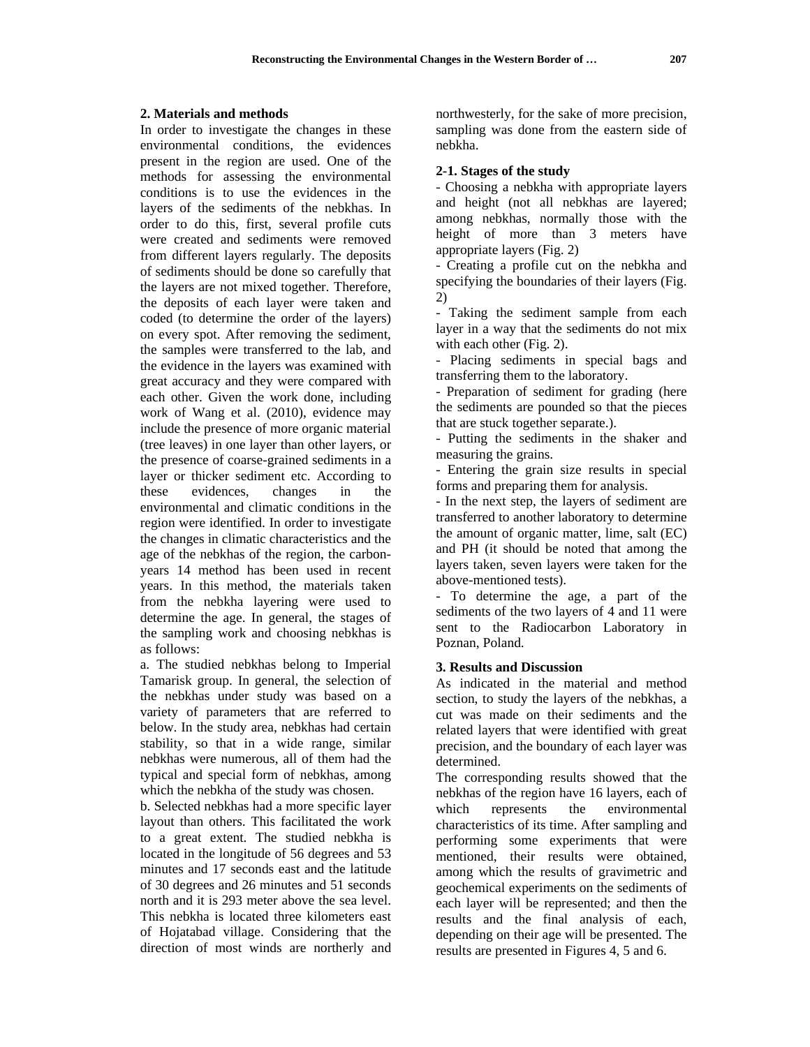## 2. Materials and methods

In order to investigate the changes in these environmental conditions, the evidences present in the region are used. One of the methods for assessing the environmental conditions is to use the evidences in the layers of the sediments of the nebkhas. In order to do this, first, several profile cuts were created and sediments were removed from different layers regularly. The deposits of sediments should be done so carefully that the layers are not mixed together. Therefore, the deposits of each layer were taken and coded (to determine the order of the layers) on every spot. After removing the sediment, the samples were transferred to the lab, and the evidence in the layers was examined with great accuracy and they were compared with each other. Given the work done, including work of Wang et al. (2010), evidence may include the presence of more organic material (tree leaves) in one layer than other layers, or the presence of coarse-grained sediments in a layer or thicker sediment etc. According to these evidences, changes in the environmental and climatic conditions in the region were identified. In order to investigate the changes in climatic characteristics and the age of the nebkhas of the region, the carbon-years 14 method has been used in recent years. In this method, the materials taken from the nebkha layering were used to determine the age. In general, the stages of the sampling work and choosing nebkhas is as follows:

a. The studied nebkhas belong to Imperial Tamarisk group. In general, the selection of the nebkhas under study was based on a variety of parameters that are referred to below. In the study area, nebkhas had certain stability, so that in a wide range, similar nebkhas were numerous, all of them had the typical and special form of nebkhas, among which the nebkha of the study was chosen.

b. Selected nebkhas had a more specific layer layout than others. This facilitated the work to a great extent. The studied nebkha is located in the longitude of 56 degrees and 53 minutes and 17 seconds east and the latitude of 30 degrees and 26 minutes and 51 seconds north and it is 293 meter above the sea level. This nebkha is located three kilometers east of Hojatabad village. Considering that the direction of most winds are northerly and northwesterly, for the sake of more precision, sampling was done from the eastern side of nebkha.

### 2-1. Stages of the study

- Choosing a nebkha with appropriate layers and height (not all nebkhas are layered; among nebkhas, normally those with the height of more than 3 meters have appropriate layers (Fig. 2)
- Creating a profile cut on the nebkha and specifying the boundaries of their layers (Fig. 2)
- Taking the sediment sample from each layer in a way that the sediments do not mix with each other (Fig. 2).
- Placing sediments in special bags and transferring them to the laboratory.
- Preparation of sediment for grading (here the sediments are pounded so that the pieces that are stuck together separate.).
- Putting the sediments in the shaker and measuring the grains.
- Entering the grain size results in special forms and preparing them for analysis.
- In the next step, the layers of sediment are transferred to another laboratory to determine the amount of organic matter, lime, salt (EC) and PH (it should be noted that among the layers taken, seven layers were taken for the above-mentioned tests).
- To determine the age, a part of the sediments of the two layers of 4 and 11 were sent to the Radiocarbon Laboratory in Poznan, Poland.

## 3. Results and Discussion

As indicated in the material and method section, to study the layers of the nebkhas, a cut was made on their sediments and the related layers that were identified with great precision, and the boundary of each layer was determined.

The corresponding results showed that the nebkhas of the region have 16 layers, each of which represents the environmental characteristics of its time. After sampling and performing some experiments that were mentioned, their results were obtained, among which the results of gravimetric and geochemical experiments on the sediments of each layer will be represented; and then the results and the final analysis of each, depending on their age will be presented. The results are presented in Figures 4, 5 and 6.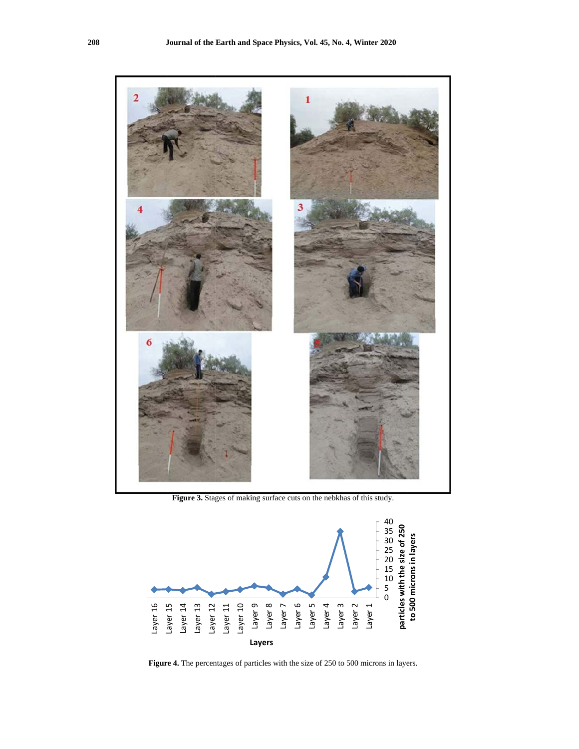**Figure 3.** Stages of making surface cuts on the nebkhas of this study.

**Figure 4.** The percentages of particles with the size of 250 to 500 microns in layers.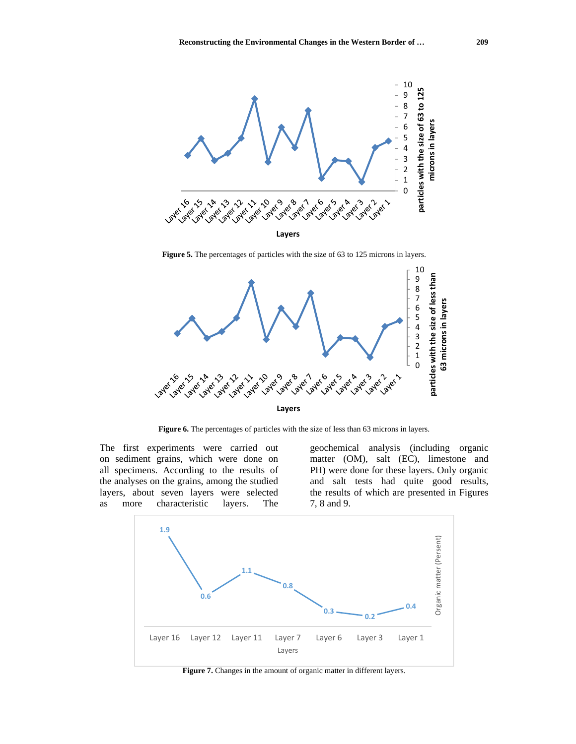**Figure 5.** The percentages of particles with the size of 63 to 125 microns in layers.

**Figure 6.** The percentages of particles with the size of less than 63 microns in layers.

The first experiments were carried out on sediment grains, which were done on all specimens. According to the results of the analyses on the grains, among the studied layers, about seven layers were selected as more characteristic layers. The geochemical analysis (including organic matter (OM), salt (EC), limestone and PH) were done for these layers. Only organic and salt tests had quite good results, the results of which are presented in Figures 7, 8 and 9.

**Figure 7.** Changes in the amount of organic matter in different layers.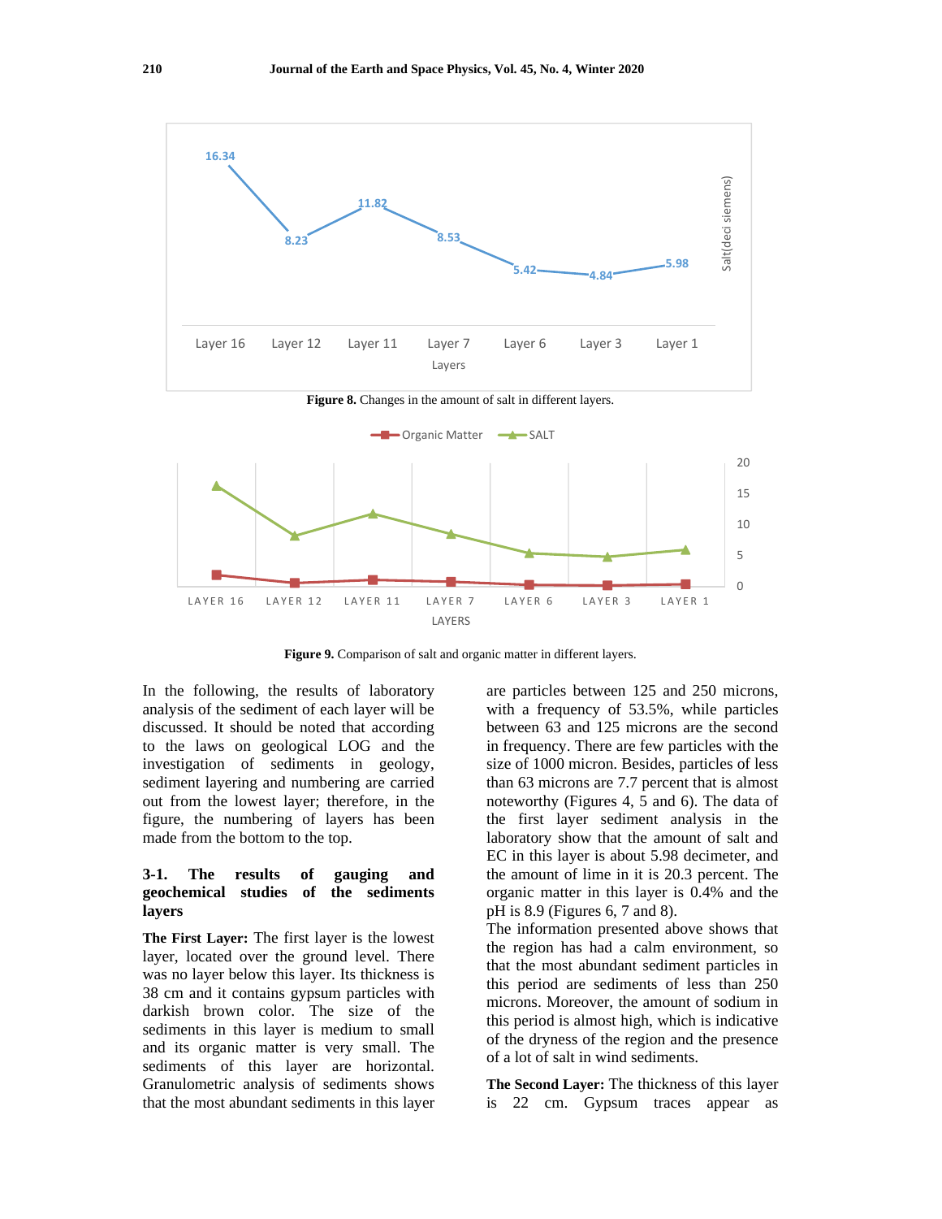**Figure 8.** Changes in the amount of salt in different layers.

**Figure 9.** Comparison of salt and organic matter in different layers.

In the following, the results of laboratory analysis of the sediment of each layer will be discussed. It should be noted that according to the laws on geological LOG and the investigation of sediments in geology, sediment layering and numbering are carried out from the lowest layer; therefore, in the figure, the numbering of layers has been made from the bottom to the top.

### 3-1. The results of gauging and geochemical studies of the sediments layers

**The First Layer:** The first layer is the lowest layer, located over the ground level. There was no layer below this layer. Its thickness is 38 cm and it contains gypsum particles with darkish brown color. The size of the sediments in this layer is medium to small and its organic matter is very small. The sediments of this layer are horizontal. Granulometric analysis of sediments shows that the most abundant sediments in this layer are particles between 125 and 250 microns, with a frequency of 53.5%, while particles between 63 and 125 microns are the second in frequency. There are few particles with the size of 1000 micron. Besides, particles of less than 63 microns are 7.7 percent that is almost noteworthy (Figures 4, 5 and 6). The data of the first layer sediment analysis in the laboratory show that the amount of salt and EC in this layer is about 5.98 decimeter, and the amount of lime in it is 20.3 percent. The organic matter in this layer is 0.4% and the pH is 8.9 (Figures 6, 7 and 8).

The information presented above shows that the region has had a calm environment, so that the most abundant sediment particles in this period are sediments of less than 250 microns. Moreover, the amount of sodium in this period is almost high, which is indicative of the dryness of the region and the presence of a lot of salt in wind sediments.

**The Second Layer:** The thickness of this layer is 22 cm. Gypsum traces appear as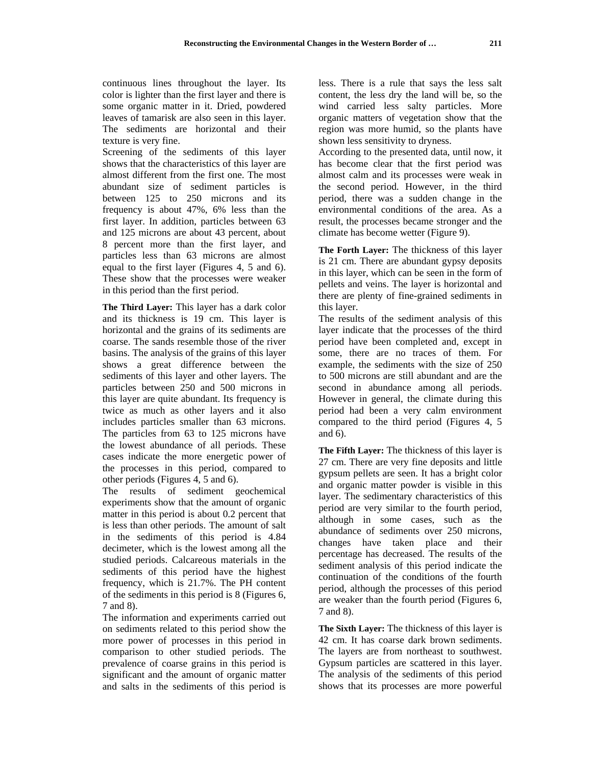continuous lines throughout the layer. Its color is lighter than the first layer and there is some organic matter in it. Dried, powdered leaves of tamarisk are also seen in this layer. The sediments are horizontal and their texture is very fine.

Screening of the sediments of this layer shows that the characteristics of this layer are almost different from the first one. The most abundant size of sediment particles is between 125 to 250 microns and its frequency is about 47%, 6% less than the first layer. In addition, particles between 63 and 125 microns are about 43 percent, about 8 percent more than the first layer, and particles less than 63 microns are almost equal to the first layer (Figures 4, 5 and 6). These show that the processes were weaker in this period than the first period.

**The Third Layer:** This layer has a dark color and its thickness is 19 cm. This layer is horizontal and the grains of its sediments are coarse. The sands resemble those of the river basins. The analysis of the grains of this layer shows a great difference between the sediments of this layer and other layers. The particles between 250 and 500 microns in this layer are quite abundant. Its frequency is twice as much as other layers and it also includes particles smaller than 63 microns. The particles from 63 to 125 microns have the lowest abundance of all periods. These cases indicate the more energetic power of the processes in this period, compared to other periods (Figures 4, 5 and 6).

The results of sediment geochemical experiments show that the amount of organic matter in this period is about 0.2 percent that is less than other periods. The amount of salt in the sediments of this period is 4.84 decimeter, which is the lowest among all the studied periods. Calcareous materials in the sediments of this period have the highest frequency, which is 21.7%. The PH content of the sediments in this period is 8 (Figures 6, 7 and 8).

The information and experiments carried out on sediments related to this period show the more power of processes in this period in comparison to other studied periods. The prevalence of coarse grains in this period is significant and the amount of organic matter and salts in the sediments of this period is less. There is a rule that says the less salt content, the less dry the land will be, so the wind carried less salty particles. More organic matters of vegetation show that the region was more humid, so the plants have shown less sensitivity to dryness.

According to the presented data, until now, it has become clear that the first period was almost calm and its processes were weak in the second period. However, in the third period, there was a sudden change in the environmental conditions of the area. As a result, the processes became stronger and the climate has become wetter (Figure 9).

**The Forth Layer:** The thickness of this layer is 21 cm. There are abundant gypsy deposits in this layer, which can be seen in the form of pellets and veins. The layer is horizontal and there are plenty of fine-grained sediments in this layer.

The results of the sediment analysis of this layer indicate that the processes of the third period have been completed and, except in some, there are no traces of them. For example, the sediments with the size of 250 to 500 microns are still abundant and are the second in abundance among all periods. However in general, the climate during this period had been a very calm environment compared to the third period (Figures 4, 5 and 6).

**The Fifth Layer:** The thickness of this layer is 27 cm. There are very fine deposits and little gypsum pellets are seen. It has a bright color and organic matter powder is visible in this layer. The sedimentary characteristics of this period are very similar to the fourth period, although in some cases, such as the abundance of sediments over 250 microns, changes have taken place and their percentage has decreased. The results of the sediment analysis of this period indicate the continuation of the conditions of the fourth period, although the processes of this period are weaker than the fourth period (Figures 6, 7 and 8).

**The Sixth Layer:** The thickness of this layer is 42 cm. It has coarse dark brown sediments. The layers are from northeast to southwest. Gypsum particles are scattered in this layer. The analysis of the sediments of this period shows that its processes are more powerful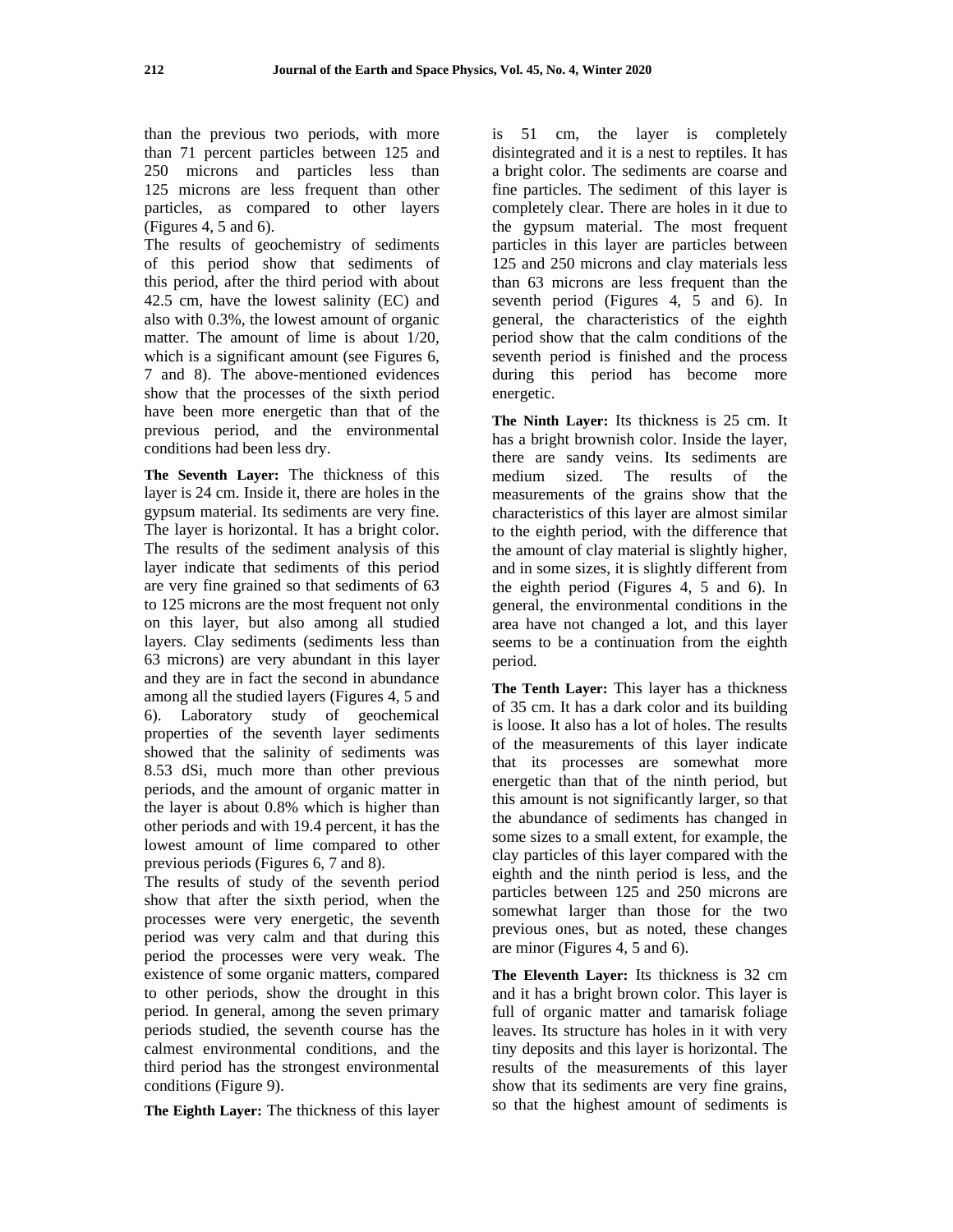than the previous two periods, with more than 71 percent particles between 125 and 250 microns and particles less than 125 microns are less frequent than other particles, as compared to other layers (Figures 4, 5 and 6).

The results of geochemistry of sediments of this period show that sediments of this period, after the third period with about 42.5 cm, have the lowest salinity (EC) and also with 0.3%, the lowest amount of organic matter. The amount of lime is about 1/20, which is a significant amount (see Figures 6, 7 and 8). The above-mentioned evidences show that the processes of the sixth period have been more energetic than that of the previous period, and the environmental conditions had been less dry.

**The Seventh Layer:** The thickness of this layer is 24 cm. Inside it, there are holes in the gypsum material. Its sediments are very fine. The layer is horizontal. It has a bright color. The results of the sediment analysis of this layer indicate that sediments of this period are very fine grained so that sediments of 63 to 125 microns are the most frequent not only on this layer, but also among all studied layers. Clay sediments (sediments less than 63 microns) are very abundant in this layer and they are in fact the second in abundance among all the studied layers (Figures 4, 5 and 6). Laboratory study of geochemical properties of the seventh layer sediments showed that the salinity of sediments was 8.53 dSi, much more than other previous periods, and the amount of organic matter in the layer is about 0.8% which is higher than other periods and with 19.4 percent, it has the lowest amount of lime compared to other previous periods (Figures 6, 7 and 8).

The results of study of the seventh period show that after the sixth period, when the processes were very energetic, the seventh period was very calm and that during this period the processes were very weak. The existence of some organic matters, compared to other periods, show the drought in this period. In general, among the seven primary periods studied, the seventh course has the calmest environmental conditions, and the third period has the strongest environmental conditions (Figure 9).

**The Eighth Layer:** The thickness of this layer is 51 cm, the layer is completely disintegrated and it is a nest to reptiles. It has a bright color. The sediments are coarse and fine particles. The sediment of this layer is completely clear. There are holes in it due to the gypsum material. The most frequent particles in this layer are particles between 125 and 250 microns and clay materials less than 63 microns are less frequent than the seventh period (Figures 4, 5 and 6). In general, the characteristics of the eighth period show that the calm conditions of the seventh period is finished and the process during this period has become more energetic.

**The Ninth Layer:** Its thickness is 25 cm. It has a bright brownish color. Inside the layer, there are sandy veins. Its sediments are medium sized. The results of the measurements of the grains show that the characteristics of this layer are almost similar to the eighth period, with the difference that the amount of clay material is slightly higher, and in some sizes, it is slightly different from the eighth period (Figures 4, 5 and 6). In general, the environmental conditions in the area have not changed a lot, and this layer seems to be a continuation from the eighth period.

**The Tenth Layer:** This layer has a thickness of 35 cm. It has a dark color and its building is loose. It also has a lot of holes. The results of the measurements of this layer indicate that its processes are somewhat more energetic than that of the ninth period, but this amount is not significantly larger, so that the abundance of sediments has changed in some sizes to a small extent, for example, the clay particles of this layer compared with the eighth and the ninth period is less, and the particles between 125 and 250 microns are somewhat larger than those for the two previous ones, but as noted, these changes are minor (Figures 4, 5 and 6).

**The Eleventh Layer:** Its thickness is 32 cm and it has a bright brown color. This layer is full of organic matter and tamarisk foliage leaves. Its structure has holes in it with very tiny deposits and this layer is horizontal. The results of the measurements of this layer show that its sediments are very fine grains, so that the highest amount of sediments is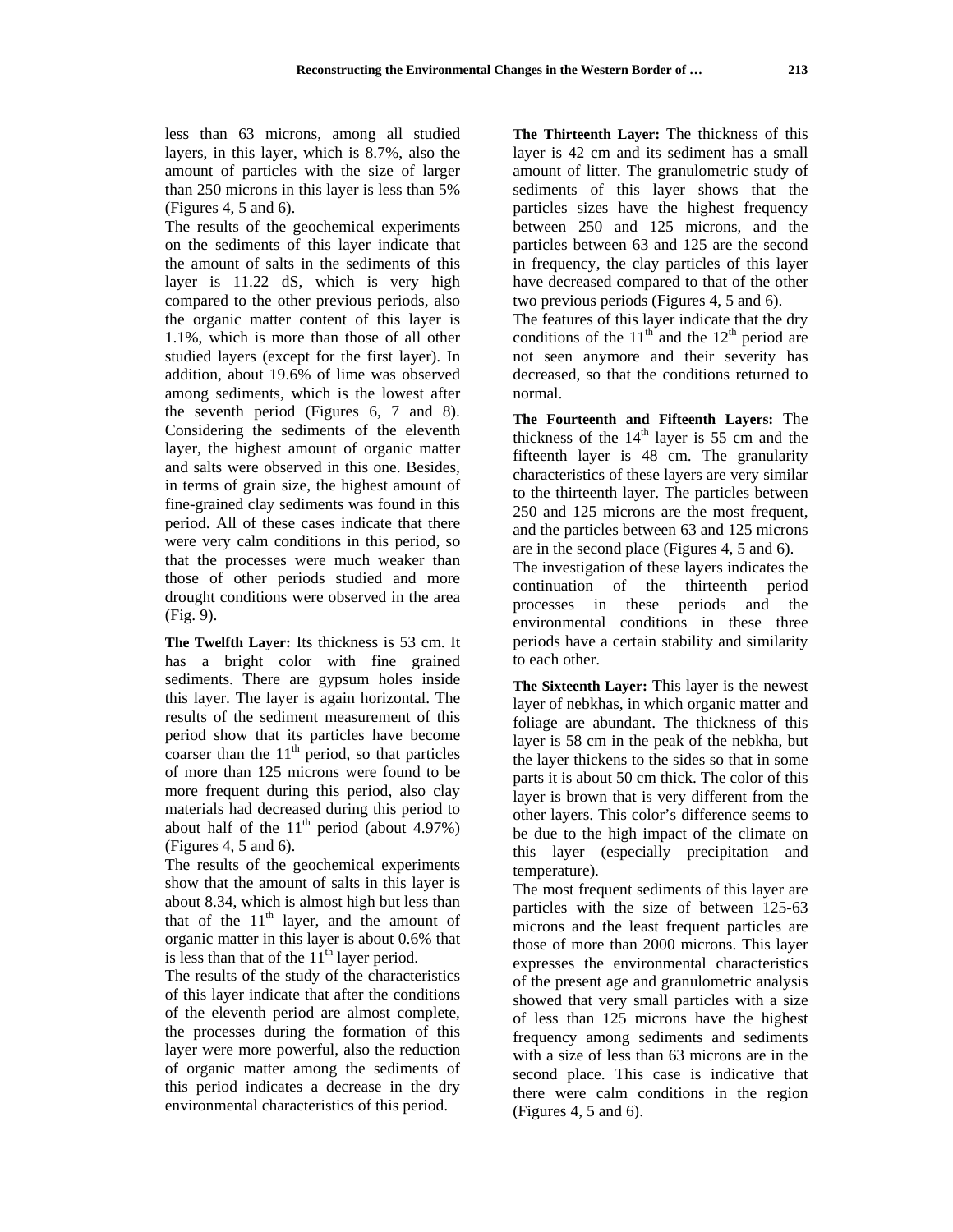less than 63 microns, among all studied layers, in this layer, which is 8.7%, also the amount of particles with the size of larger than 250 microns in this layer is less than 5% (Figures 4, 5 and 6).

The results of the geochemical experiments on the sediments of this layer indicate that the amount of salts in the sediments of this layer is 11.22 dS, which is very high compared to the other previous periods, also the organic matter content of this layer is 1.1%, which is more than those of all other studied layers (except for the first layer). In addition, about 19.6% of lime was observed among sediments, which is the lowest after the seventh period (Figures 6, 7 and 8). Considering the sediments of the eleventh layer, the highest amount of organic matter and salts were observed in this one. Besides, in terms of grain size, the highest amount of fine-grained clay sediments was found in this period. All of these cases indicate that there were very calm conditions in this period, so that the processes were much weaker than those of other periods studied and more drought conditions were observed in the area (Fig. 9).

**The Twelfth Layer:** Its thickness is 53 cm. It has a bright color with fine grained sediments. There are gypsum holes inside this layer. The layer is again horizontal. The results of the sediment measurement of this period show that its particles have become coarser than the 11[th] period, so that particles of more than 125 microns were found to be more frequent during this period, also clay materials had decreased during this period to about half of the 11[th] period (about 4.97%) (Figures 4, 5 and 6).

The results of the geochemical experiments show that the amount of salts in this layer is about 8.34, which is almost high but less than that of the 11[th] layer, and the amount of organic matter in this layer is about 0.6% that is less than that of the 11[th] layer period.

The results of the study of the characteristics of this layer indicate that after the conditions of the eleventh period are almost complete, the processes during the formation of this layer were more powerful, also the reduction of organic matter among the sediments of this period indicates a decrease in the dry environmental characteristics of this period.

**The Thirteenth Layer:** The thickness of this layer is 42 cm and its sediment has a small amount of litter. The granulometric study of sediments of this layer shows that the particles sizes have the highest frequency between 250 and 125 microns, and the particles between 63 and 125 are the second in frequency, the clay particles of this layer have decreased compared to that of the other two previous periods (Figures 4, 5 and 6).

The features of this layer indicate that the dry conditions of the 11[th] and the 12[th] period are not seen anymore and their severity has decreased, so that the conditions returned to normal.

**The Fourteenth and Fifteenth Layers:** The thickness of the 14[th] layer is 55 cm and the fifteenth layer is 48 cm. The granularity characteristics of these layers are very similar to the thirteenth layer. The particles between 250 and 125 microns are the most frequent, and the particles between 63 and 125 microns are in the second place (Figures 4, 5 and 6).

The investigation of these layers indicates the continuation of the thirteenth period processes in these periods and the environmental conditions in these three periods have a certain stability and similarity to each other.

**The Sixteenth Layer:** This layer is the newest layer of nebkhas, in which organic matter and foliage are abundant. The thickness of this layer is 58 cm in the peak of the nebkha, but the layer thickens to the sides so that in some parts it is about 50 cm thick. The color of this layer is brown that is very different from the other layers. This color's difference seems to be due to the high impact of the climate on this layer (especially precipitation and temperature).

The most frequent sediments of this layer are particles with the size of between 125-63 microns and the least frequent particles are those of more than 2000 microns. This layer expresses the environmental characteristics of the present age and granulometric analysis showed that very small particles with a size of less than 125 microns have the highest frequency among sediments and sediments with a size of less than 63 microns are in the second place. This case is indicative that there were calm conditions in the region (Figures 4, 5 and 6).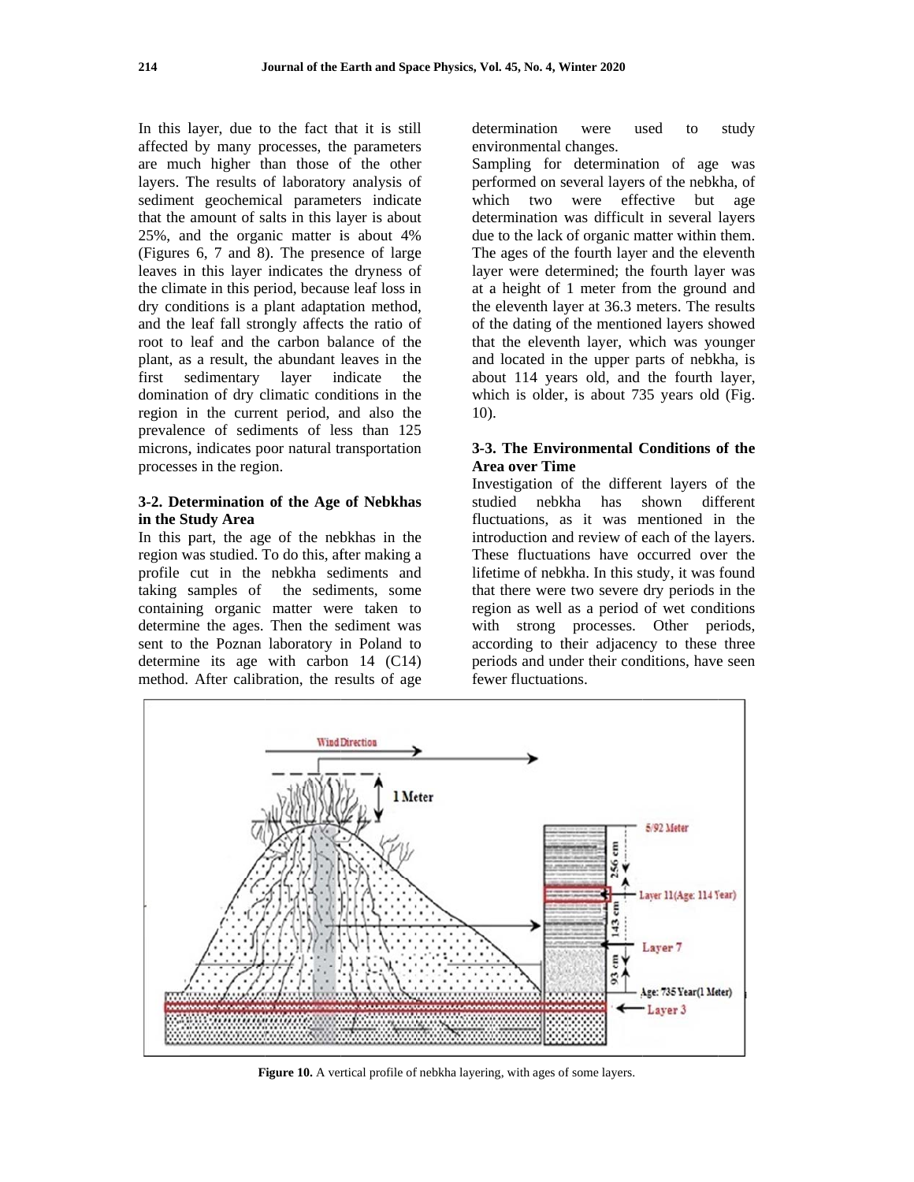In this layer, due to the fact that it is still affected by many processes, the parameters are much higher than those of the other layers. The results of laboratory analysis of sediment geochemical parameters indicate that the amount of salts in this layer is about 25%, and the organic matter is about 4% (Figures 6, 7 and 8). The presence of large leaves in this layer indicates the dryness of the climate in this period, because leaf loss in dry conditions is a plant adaptation method, and the leaf fall strongly affects the ratio of root to leaf and the carbon balance of the plant, as a result, the abundant leaves in the first sedimentary layer indicate the domination of dry climatic conditions in the region in the current period, and also the prevalence of sediments of less than 125 microns, indicates poor natural transportation processes in the region.

### 3-2. Determination of the Age of Nebkhas in the Study Area

In this part, the age of the nebkhas in the region was studied. To do this, after making a profile cut in the nebkha sediments and taking samples of the sediments, some containing organic matter were taken to determine the ages. Then the sediment was sent to the Poznan laboratory in Poland to determine its age with carbon 14 (C14) method. After calibration, the results of age determination were used to study environmental changes.

Sampling for determination of age was performed on several layers of the nebkha, of which two were effective but age determination was difficult in several layers due to the lack of organic matter within them. The ages of the fourth layer and the eleventh layer were determined; the fourth layer was at a height of 1 meter from the ground and the eleventh layer at 36.3 meters. The results of the dating of the mentioned layers showed that the eleventh layer, which was younger and located in the upper parts of nebkha, is about 114 years old, and the fourth layer, which is older, is about 735 years old (Fig. 10).

### 3-3. The Environmental Conditions of the Area over Time

Investigation of the different layers of the studied nebkha has shown different fluctuations, as it was mentioned in the introduction and review of each of the layers. These fluctuations have occurred over the lifetime of nebkha. In this study, it was found that there were two severe dry periods in the region as well as a period of wet conditions with strong processes. Other periods, according to their adjacency to these three periods and under their conditions, have seen fewer fluctuations.

**Figure 10.** A vertical profile of nebkha layering, with ages of some layers.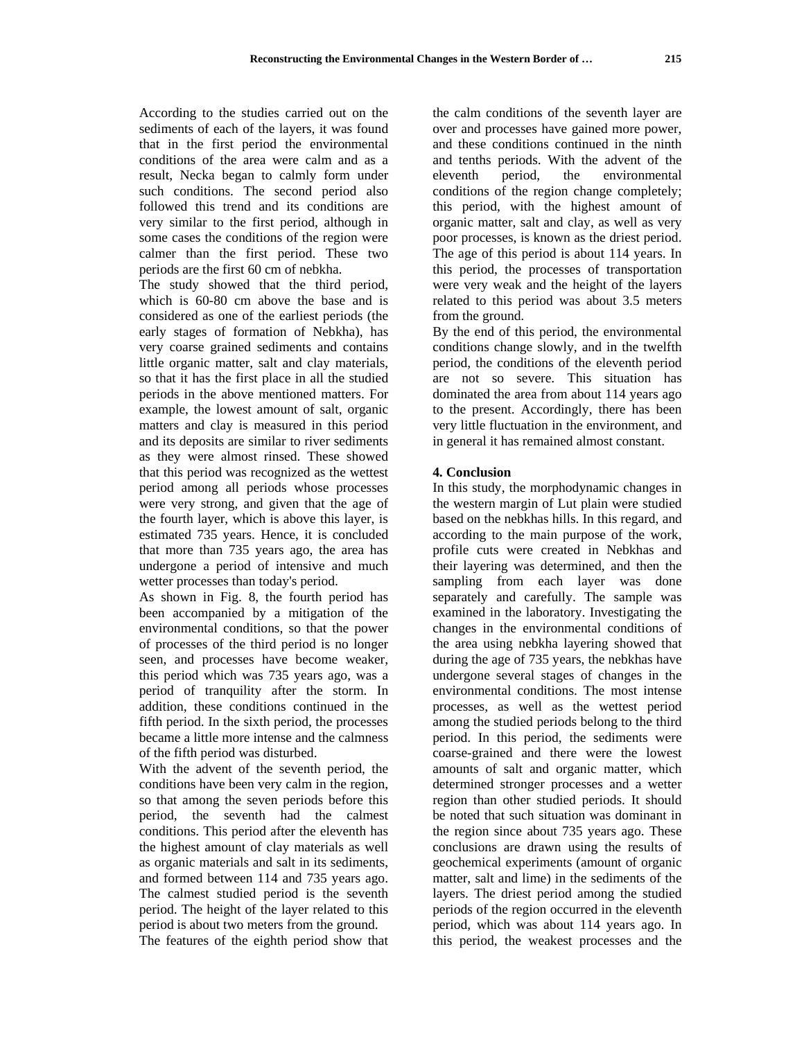According to the studies carried out on the sediments of each of the layers, it was found that in the first period the environmental conditions of the area were calm and as a result, Necka began to calmly form under such conditions. The second period also followed this trend and its conditions are very similar to the first period, although in some cases the conditions of the region were calmer than the first period. These two periods are the first 60 cm of nebkha.

The study showed that the third period, which is 60-80 cm above the base and is considered as one of the earliest periods (the early stages of formation of Nebkha), has very coarse grained sediments and contains little organic matter, salt and clay materials, so that it has the first place in all the studied periods in the above mentioned matters. For example, the lowest amount of salt, organic matters and clay is measured in this period and its deposits are similar to river sediments as they were almost rinsed. These showed that this period was recognized as the wettest period among all periods whose processes were very strong, and given that the age of the fourth layer, which is above this layer, is estimated 735 years. Hence, it is concluded that more than 735 years ago, the area has undergone a period of intensive and much wetter processes than today's period.

As shown in Fig. 8, the fourth period has been accompanied by a mitigation of the environmental conditions, so that the power of processes of the third period is no longer seen, and processes have become weaker, this period which was 735 years ago, was a period of tranquility after the storm. In addition, these conditions continued in the fifth period. In the sixth period, the processes became a little more intense and the calmness of the fifth period was disturbed.

With the advent of the seventh period, the conditions have been very calm in the region, so that among the seven periods before this period, the seventh had the calmest conditions. This period after the eleventh has the highest amount of clay materials as well as organic materials and salt in its sediments, and formed between 114 and 735 years ago. The calmest studied period is the seventh period. The height of the layer related to this period is about two meters from the ground.

The features of the eighth period show that the calm conditions of the seventh layer are over and processes have gained more power, and these conditions continued in the ninth and tenths periods. With the advent of the eleventh period, the environmental conditions of the region change completely; this period, with the highest amount of organic matter, salt and clay, as well as very poor processes, is known as the driest period. The age of this period is about 114 years. In this period, the processes of transportation were very weak and the height of the layers related to this period was about 3.5 meters from the ground.

By the end of this period, the environmental conditions change slowly, and in the twelfth period, the conditions of the eleventh period are not so severe. This situation has dominated the area from about 114 years ago to the present. Accordingly, there has been very little fluctuation in the environment, and in general it has remained almost constant.

## 4. Conclusion

In this study, the morphodynamic changes in the western margin of Lut plain were studied based on the nebkhas hills. In this regard, and according to the main purpose of the work, profile cuts were created in Nebkhas and their layering was determined, and then the sampling from each layer was done separately and carefully. The sample was examined in the laboratory. Investigating the changes in the environmental conditions of the area using nebkha layering showed that during the age of 735 years, the nebkhas have undergone several stages of changes in the environmental conditions. The most intense processes, as well as the wettest period among the studied periods belong to the third period. In this period, the sediments were coarse-grained and there were the lowest amounts of salt and organic matter, which determined stronger processes and a wetter region than other studied periods. It should be noted that such situation was dominant in the region since about 735 years ago. These conclusions are drawn using the results of geochemical experiments (amount of organic matter, salt and lime) in the sediments of the layers. The driest period among the studied periods of the region occurred in the eleventh period, which was about 114 years ago. In this period, the weakest processes and the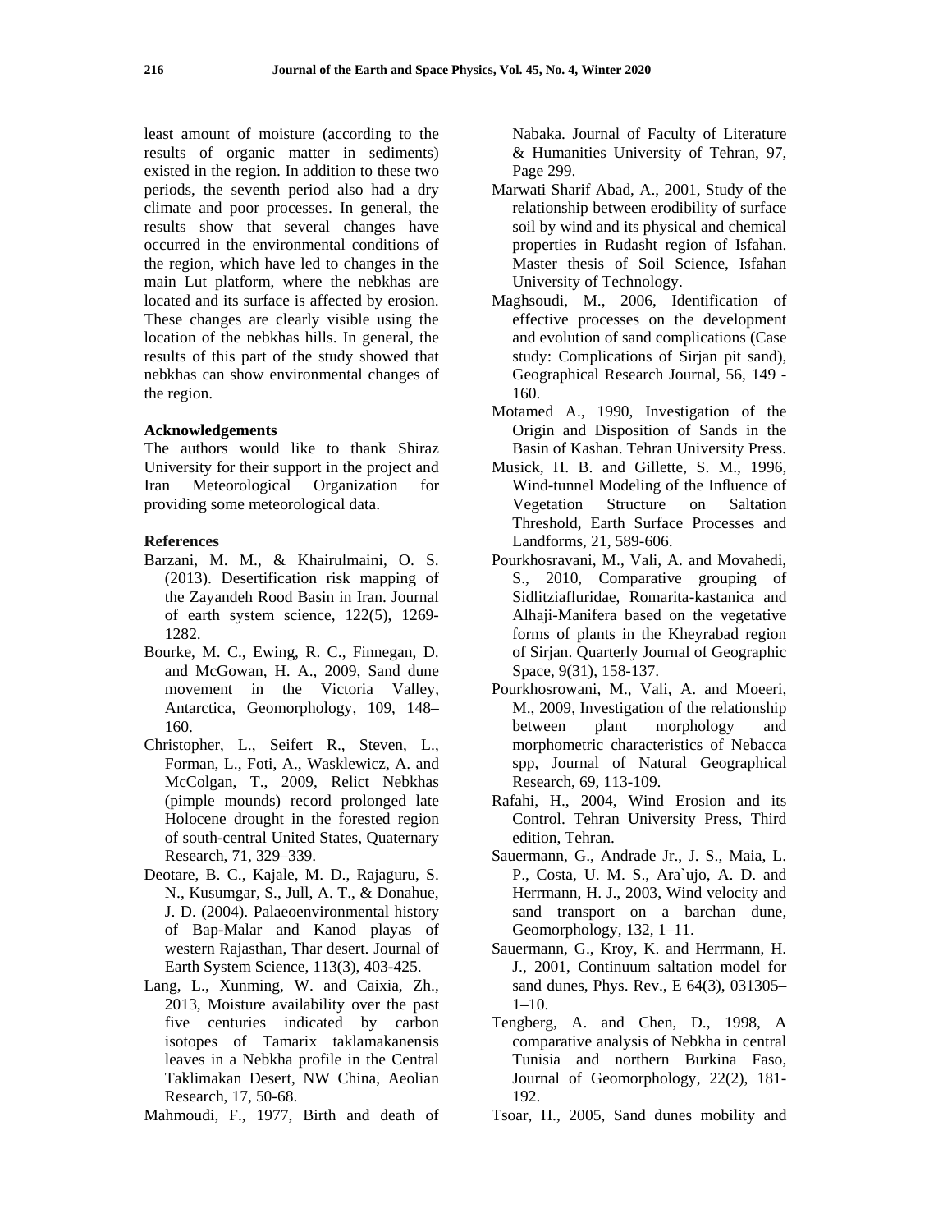least amount of moisture (according to the results of organic matter in sediments) existed in the region. In addition to these two periods, the seventh period also had a dry climate and poor processes. In general, the results show that several changes have occurred in the environmental conditions of the region, which have led to changes in the main Lut platform, where the nebkhas are located and its surface is affected by erosion. These changes are clearly visible using the location of the nebkhas hills. In general, the results of this part of the study showed that nebkhas can show environmental changes of the region.

### Acknowledgements

The authors would like to thank Shiraz University for their support in the project and Iran Meteorological Organization for providing some meteorological data.

### References

Barzani, M. M., & Khairulmaini, O. S. (2013). Desertification risk mapping of the Zayandeh Rood Basin in Iran. Journal of earth system science, 122(5), 1269-1282.

Bourke, M. C., Ewing, R. C., Finnegan, D. and McGowan, H. A., 2009, Sand dune movement in the Victoria Valley, Antarctica, Geomorphology, 109, 148–160.

Christopher, L., Seifert R., Steven, L., Forman, L., Foti, A., Wasklewicz, A. and McColgan, T., 2009, Relict Nebkhas (pimple mounds) record prolonged late Holocene drought in the forested region of south-central United States, Quaternary Research, 71, 329–339.

Deotare, B. C., Kajale, M. D., Rajaguru, S. N., Kusumgar, S., Jull, A. T., & Donahue, J. D. (2004). Palaeoenvironmental history of Bap-Malar and Kanod playas of western Rajasthan, Thar desert. Journal of Earth System Science, 113(3), 403-425.

Lang, L., Xunming, W. and Caixia, Zh., 2013, Moisture availability over the past five centuries indicated by carbon isotopes of Tamarix taklamakanensis leaves in a Nebkha profile in the Central Taklimakan Desert, NW China, Aeolian Research, 17, 50-68.

Mahmoudi, F., 1977, Birth and death of Nabaka. Journal of Faculty of Literature & Humanities University of Tehran, 97, Page 299.

Marwati Sharif Abad, A., 2001, Study of the relationship between erodibility of surface soil by wind and its physical and chemical properties in Rudasht region of Isfahan. Master thesis of Soil Science, Isfahan University of Technology.

Maghsoudi, M., 2006, Identification of effective processes on the development and evolution of sand complications (Case study: Complications of Sirjan pit sand), Geographical Research Journal, 56, 149 - 160.

Motamed A., 1990, Investigation of the Origin and Disposition of Sands in the Basin of Kashan. Tehran University Press.

Musick, H. B. and Gillette, S. M., 1996, Wind-tunnel Modeling of the Influence of Vegetation Structure on Saltation Threshold, Earth Surface Processes and Landforms, 21, 589-606.

Pourkhosravani, M., Vali, A. and Movahedi, S., 2010, Comparative grouping of Sidlitziafluridae, Romarita-kastanica and Alhaji-Manifera based on the vegetative forms of plants in the Kheyrabad region of Sirjan. Quarterly Journal of Geographic Space, 9(31), 158-137.

Pourkhosrowani, M., Vali, A. and Moeeri, M., 2009, Investigation of the relationship between plant morphology and morphometric characteristics of Nebacca spp, Journal of Natural Geographical Research, 69, 113-109.

Rafahi, H., 2004, Wind Erosion and its Control. Tehran University Press, Third edition, Tehran.

Sauermann, G., Andrade Jr., J. S., Maia, L. P., Costa, U. M. S., Ara`ujo, A. D. and Herrmann, H. J., 2003, Wind velocity and sand transport on a barchan dune, Geomorphology, 132, 1–11.

Sauermann, G., Kroy, K. and Herrmann, H. J., 2001, Continuum saltation model for sand dunes, Phys. Rev., E 64(3), 031305–1–10.

Tengberg, A. and Chen, D., 1998, A comparative analysis of Nebkha in central Tunisia and northern Burkina Faso, Journal of Geomorphology, 22(2), 181-192.

Tsoar, H., 2005, Sand dunes mobility and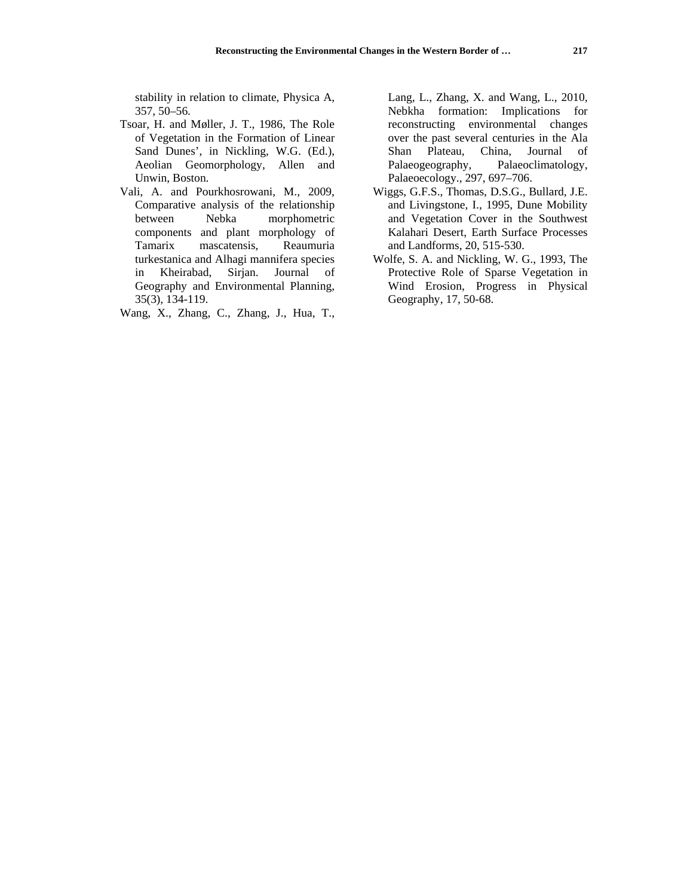stability in relation to climate, Physica A, 357, 50–56.

Tsoar, H. and Møller, J. T., 1986, The Role of Vegetation in the Formation of Linear Sand Dunes', in Nickling, W.G. (Ed.), Aeolian Geomorphology, Allen and Unwin, Boston.

Vali, A. and Pourkhosrowani, M., 2009, Comparative analysis of the relationship between Nebka morphometric components and plant morphology of Tamarix mascatensis, Reaumuria turkestanica and Alhagi mannifera species in Kheirabad, Sirjan. Journal of Geography and Environmental Planning, 35(3), 134-119.

Wang, X., Zhang, C., Zhang, J., Hua, T., Lang, L., Zhang, X. and Wang, L., 2010, Nebkha formation: Implications for reconstructing environmental changes over the past several centuries in the Ala Shan Plateau, China, Journal of Palaeogeography, Palaeoclimatology, Palaeoecology., 297, 697–706.

Wiggs, G.F.S., Thomas, D.S.G., Bullard, J.E. and Livingstone, I., 1995, Dune Mobility and Vegetation Cover in the Southwest Kalahari Desert, Earth Surface Processes and Landforms, 20, 515-530.

Wolfe, S. A. and Nickling, W. G., 1993, The Protective Role of Sparse Vegetation in Wind Erosion, Progress in Physical Geography, 17, 50-68.